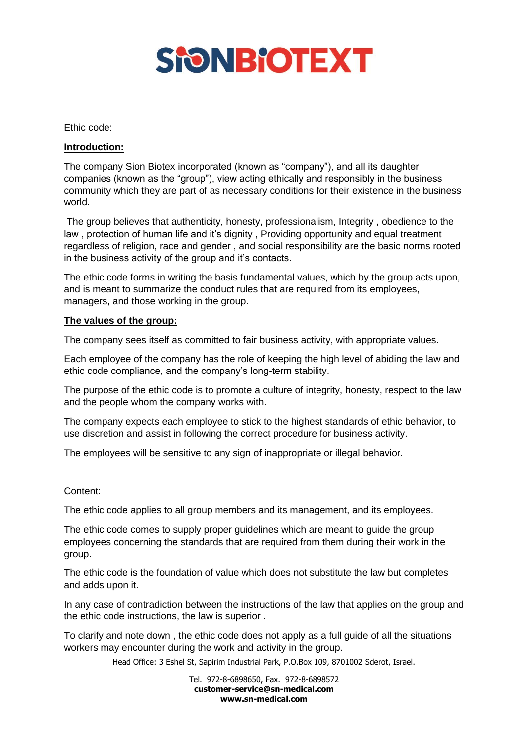# SIONBIOTEXT

Ethic code:

**Introduction:**

The company Sion Biotex incorporated (known as "company"), and all its daughter companies (known as the "group"), view acting ethically and responsibly in the business community which they are part of as necessary conditions for their existence in the business world.

The group believes that authenticity, honesty, professionalism, Integrity , obedience to the law , protection of human life and it's dignity , Providing opportunity and equal treatment regardless of religion, race and gender , and social responsibility are the basic norms rooted in the business activity of the group and it's contacts.

The ethic code forms in writing the basis fundamental values, which by the group acts upon, and is meant to summarize the conduct rules that are required from its employees, managers, and those working in the group.

**The values of the group:**

The company sees itself as committed to fair business activity, with appropriate values.

Each employee of the company has the role of keeping the high level of abiding the law and ethic code compliance, and the company's long-term stability.

The purpose of the ethic code is to promote a culture of integrity, honesty, respect to the law and the people whom the company works with.

The company expects each employee to stick to the highest standards of ethic behavior, to use discretion and assist in following the correct procedure for business activity.

The employees will be sensitive to any sign of inappropriate or illegal behavior.

Content:

The ethic code applies to all group members and its management, and its employees.

The ethic code comes to supply proper guidelines which are meant to guide the group employees concerning the standards that are required from them during their work in the group.

The ethic code is the foundation of value which does not substitute the law but completes and adds upon it.

In any case of contradiction between the instructions of the law that applies on the group and the ethic code instructions, the law is superior .

To clarify and note down , the ethic code does not apply as a full guide of all the situations workers may encounter during the work and activity in the group.

Head Office: 3 Eshel St, Sapirim Industrial Park, P.O.Box 109, 8701002 Sderot, Israel.

Tel. 972-8-6898650, Fax. 972-8-6898572
**customer-service@sn-medical.com**
**www.sn-medical.com**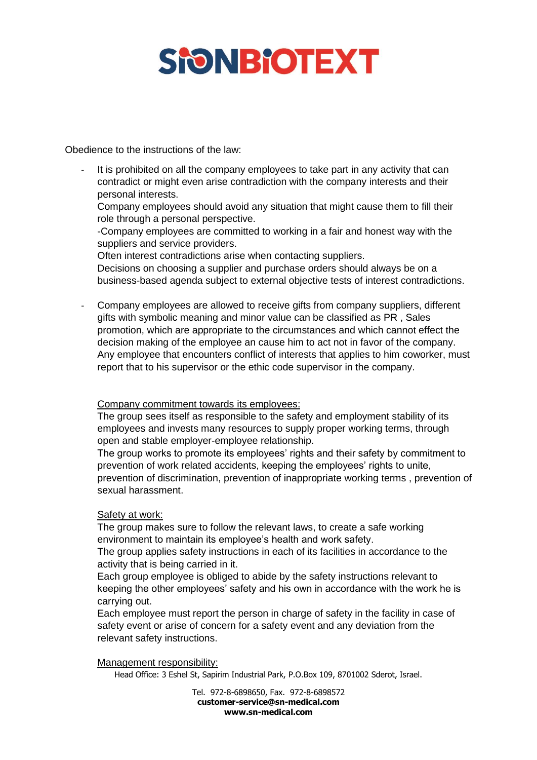Obedience to the instructions of the law:

- It is prohibited on all the company employees to take part in any activity that can contradict or might even arise contradiction with the company interests and their personal interests.
  Company employees should avoid any situation that might cause them to fill their role through a personal perspective.
  -Company employees are committed to working in a fair and honest way with the suppliers and service providers.
  Often interest contradictions arise when contacting suppliers.
  Decisions on choosing a supplier and purchase orders should always be on a business-based agenda subject to external objective tests of interest contradictions.

- Company employees are allowed to receive gifts from company suppliers, different gifts with symbolic meaning and minor value can be classified as PR , Sales promotion, which are appropriate to the circumstances and which cannot effect the decision making of the employee an cause him to act not in favor of the company.
  Any employee that encounters conflict of interests that applies to him coworker, must report that to his supervisor or the ethic code supervisor in the company.

<u>Company commitment towards its employees:</u>

The group sees itself as responsible to the safety and employment stability of its employees and invests many resources to supply proper working terms, through open and stable employer-employee relationship.

The group works to promote its employees' rights and their safety by commitment to prevention of work related accidents, keeping the employees' rights to unite, prevention of discrimination, prevention of inappropriate working terms , prevention of sexual harassment.

<u>Safety at work:</u>

The group makes sure to follow the relevant laws, to create a safe working environment to maintain its employee's health and work safety.

The group applies safety instructions in each of its facilities in accordance to the activity that is being carried in it.

Each group employee is obliged to abide by the safety instructions relevant to keeping the other employees' safety and his own in accordance with the work he is carrying out.

Each employee must report the person in charge of safety in the facility in case of safety event or arise of concern for a safety event and any deviation from the relevant safety instructions.

<u>Management responsibility:</u>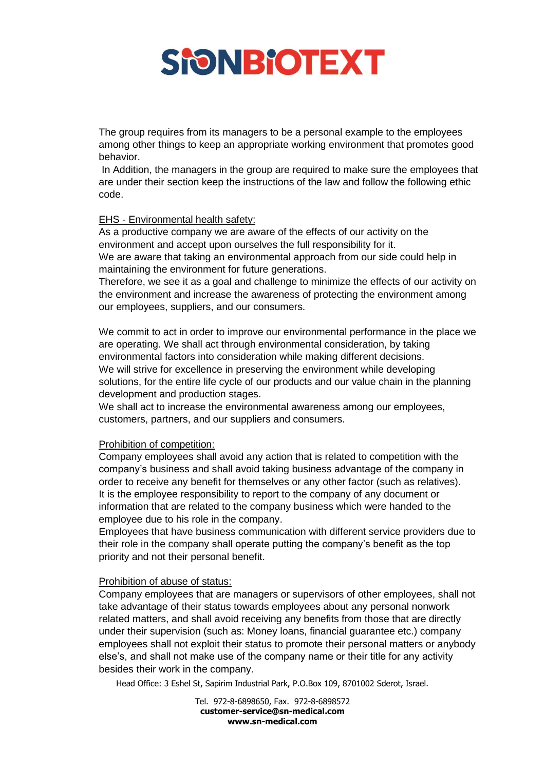The group requires from its managers to be a personal example to the employees among other things to keep an appropriate working environment that promotes good behavior.

In Addition, the managers in the group are required to make sure the employees that are under their section keep the instructions of the law and follow the following ethic code.

<u>EHS - Environmental health safety:</u>

As a productive company we are aware of the effects of our activity on the environment and accept upon ourselves the full responsibility for it.

We are aware that taking an environmental approach from our side could help in maintaining the environment for future generations.

Therefore, we see it as a goal and challenge to minimize the effects of our activity on the environment and increase the awareness of protecting the environment among our employees, suppliers, and our consumers.

We commit to act in order to improve our environmental performance in the place we are operating. We shall act through environmental consideration, by taking environmental factors into consideration while making different decisions.

We will strive for excellence in preserving the environment while developing solutions, for the entire life cycle of our products and our value chain in the planning development and production stages.

We shall act to increase the environmental awareness among our employees, customers, partners, and our suppliers and consumers.

<u>Prohibition of competition:</u>

Company employees shall avoid any action that is related to competition with the company's business and shall avoid taking business advantage of the company in order to receive any benefit for themselves or any other factor (such as relatives).

It is the employee responsibility to report to the company of any document or information that are related to the company business which were handed to the employee due to his role in the company.

Employees that have business communication with different service providers due to their role in the company shall operate putting the company's benefit as the top priority and not their personal benefit.

<u>Prohibition of abuse of status:</u>

Company employees that are managers or supervisors of other employees, shall not take advantage of their status towards employees about any personal nonwork related matters, and shall avoid receiving any benefits from those that are directly under their supervision (such as: Money loans, financial guarantee etc.) company employees shall not exploit their status to promote their personal matters or anybody else's, and shall not make use of the company name or their title for any activity besides their work in the company.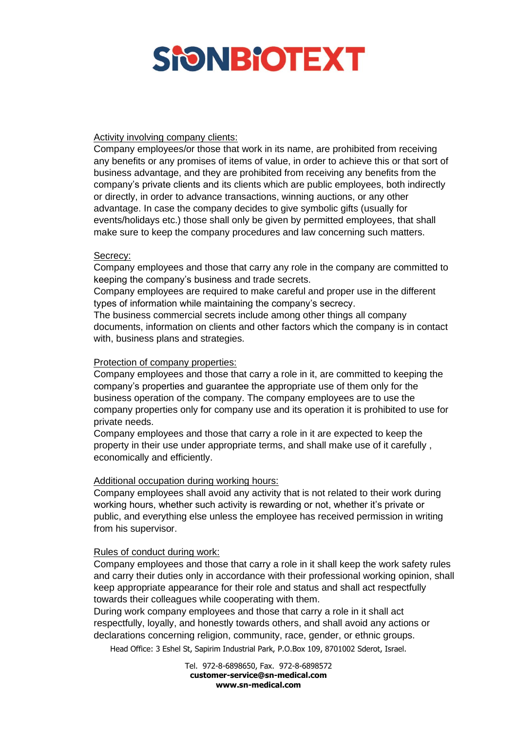Activity involving company clients:

Company employees/or those that work in its name, are prohibited from receiving any benefits or any promises of items of value, in order to achieve this or that sort of business advantage, and they are prohibited from receiving any benefits from the company's private clients and its clients which are public employees, both indirectly or directly, in order to advance transactions, winning auctions, or any other advantage. In case the company decides to give symbolic gifts (usually for events/holidays etc.) those shall only be given by permitted employees, that shall make sure to keep the company procedures and law concerning such matters.

Secrecy:

Company employees and those that carry any role in the company are committed to keeping the company's business and trade secrets.

Company employees are required to make careful and proper use in the different types of information while maintaining the company's secrecy.

The business commercial secrets include among other things all company documents, information on clients and other factors which the company is in contact with, business plans and strategies.

Protection of company properties:

Company employees and those that carry a role in it, are committed to keeping the company's properties and guarantee the appropriate use of them only for the business operation of the company. The company employees are to use the company properties only for company use and its operation it is prohibited to use for private needs.

Company employees and those that carry a role in it are expected to keep the property in their use under appropriate terms, and shall make use of it carefully , economically and efficiently.

Additional occupation during working hours:

Company employees shall avoid any activity that is not related to their work during working hours, whether such activity is rewarding or not, whether it's private or public, and everything else unless the employee has received permission in writing from his supervisor.

Rules of conduct during work:

Company employees and those that carry a role in it shall keep the work safety rules and carry their duties only in accordance with their professional working opinion, shall keep appropriate appearance for their role and status and shall act respectfully towards their colleagues while cooperating with them.

During work company employees and those that carry a role in it shall act respectfully, loyally, and honestly towards others, and shall avoid any actions or declarations concerning religion, community, race, gender, or ethnic groups.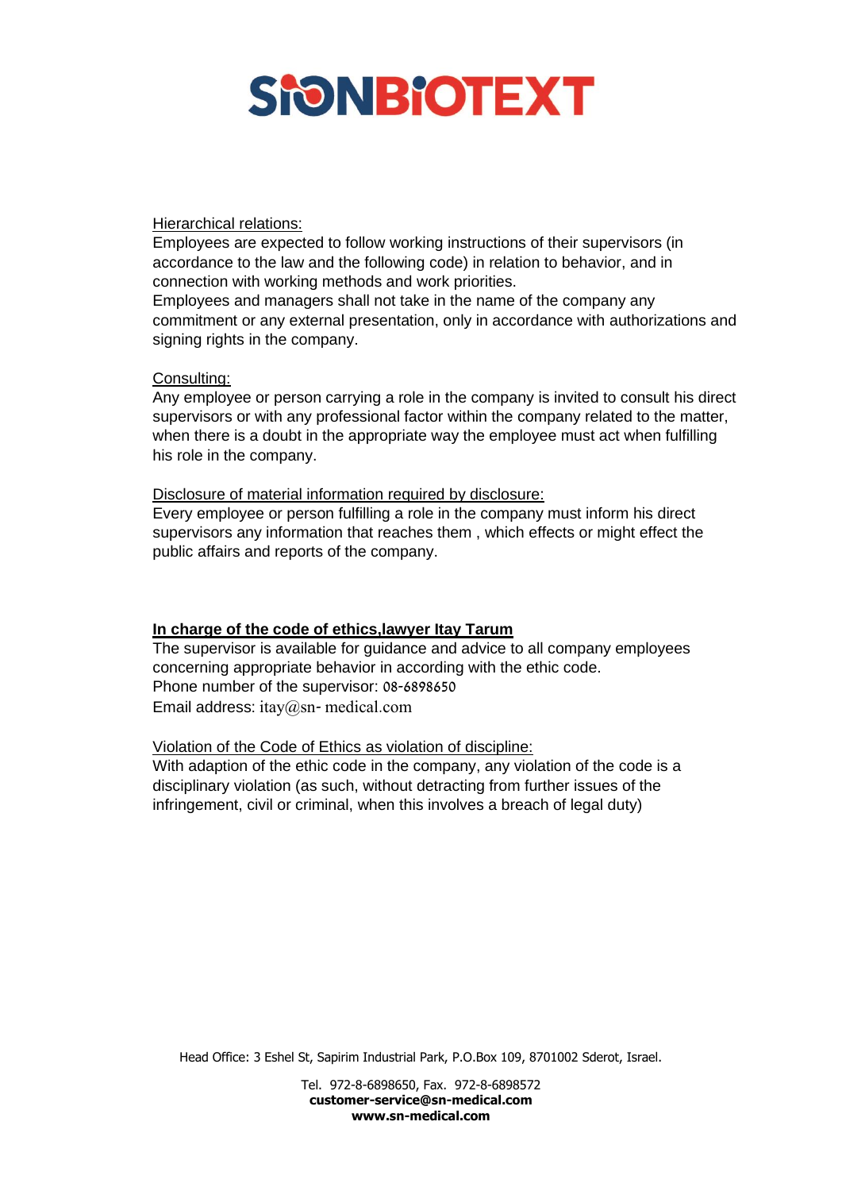Hierarchical relations:

Employees are expected to follow working instructions of their supervisors (in accordance to the law and the following code) in relation to behavior, and in connection with working methods and work priorities.

Employees and managers shall not take in the name of the company any commitment or any external presentation, only in accordance with authorizations and signing rights in the company.

Consulting:

Any employee or person carrying a role in the company is invited to consult his direct supervisors or with any professional factor within the company related to the matter, when there is a doubt in the appropriate way the employee must act when fulfilling his role in the company.

Disclosure of material information required by disclosure:

Every employee or person fulfilling a role in the company must inform his direct supervisors any information that reaches them , which effects or might effect the public affairs and reports of the company.

**In charge of the code of ethics,lawyer Itay Tarum**

The supervisor is available for guidance and advice to all company employees concerning appropriate behavior in according with the ethic code.

Phone number of the supervisor: 08-6898650

Email address: itay@sn- medical.com

Violation of the Code of Ethics as violation of discipline:

With adaption of the ethic code in the company, any violation of the code is a disciplinary violation (as such, without detracting from further issues of the infringement, civil or criminal, when this involves a breach of legal duty)